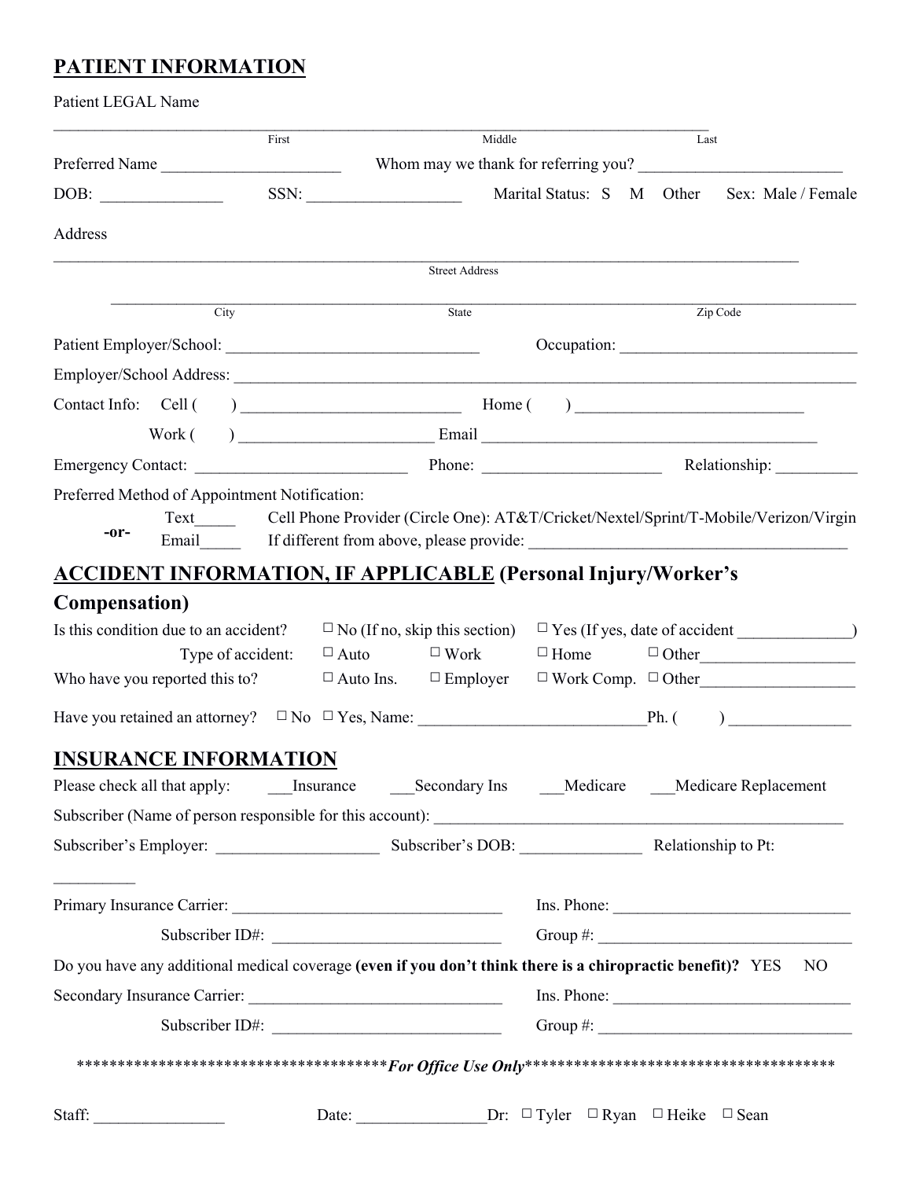## PATIENT INFORMATION

Patient LEGAL Name

_______________________________________________________________________________
First                                   Middle                                   Last

Preferred Name ____________________ Whom may we thank for referring you? ______________________

DOB: ______________ SSN: __________________ Marital Status: S M Other Sex: Male / Female

Address

_______________________________________________________________________________
Street Address

_______________________________________________________________________________
City                                   State                                   Zip Code

Patient Employer/School: ____________________________ Occupation: ___________________________

Employer/School Address: ____________________________________________________________________

Contact Info: Cell ( ) _________________________ Home ( ) _________________________

Work ( ) ______________________ Email ______________________________________

Emergency Contact: ________________________ Phone: ____________________ Relationship: _________

Preferred Method of Appointment Notification:

Text_____ Cell Phone Provider (Circle One): AT&T/Cricket/Nextel/Sprint/T-Mobile/Verizon/Virgin

**-or-**

Email_____ If different from above, please provide: ___________________________________

## ACCIDENT INFORMATION, IF APPLICABLE (Personal Injury/Worker's Compensation)

Is this condition due to an accident? ☐ No (If no, skip this section) ☐ Yes (If yes, date of accident _____________)

Type of accident: ☐ Auto ☐ Work ☐ Home ☐ Other_________________

Who have you reported this to? ☐ Auto Ins. ☐ Employer ☐ Work Comp. ☐ Other_________________

Have you retained an attorney? ☐ No ☐ Yes, Name: _________________________Ph. ( ) _____________

## INSURANCE INFORMATION

Please check all that apply: ___Insurance ___Secondary Ins ___Medicare ___Medicare Replacement

Subscriber (Name of person responsible for this account): _______________________________________________

Subscriber's Employer: __________________ Subscriber's DOB: ______________ Relationship to Pt: _________

Primary Insurance Carrier: _____________________________ Ins. Phone: ___________________________

Subscriber ID#: __________________________ Group #: _____________________________

Do you have any additional medical coverage **(even if you don't think there is a chiropractic benefit)?** YES NO

Secondary Insurance Carrier: ____________________________ Ins. Phone: ___________________________

Subscriber ID#: __________________________ Group #: _____________________________

**************************************_**For Office Use Only**_**************************************

Staff: _______________ Date: _______________Dr: ☐ Tyler ☐ Ryan ☐ Heike ☐ Sean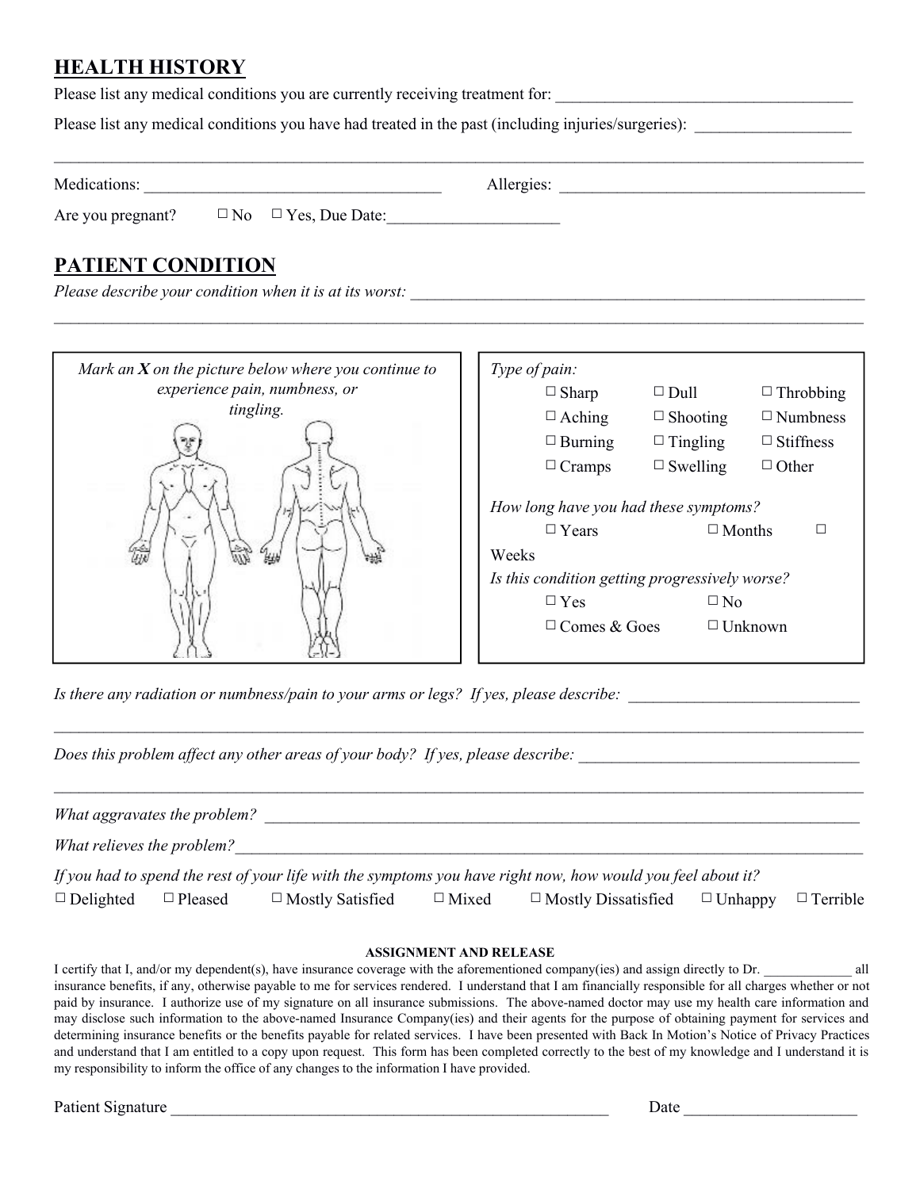## HEALTH HISTORY

Please list any medical conditions you are currently receiving treatment for: ___________________________________

Please list any medical conditions you have had treated in the past (including injuries/surgeries): __________________

_____________________________________________________________________________________________________

Medications: ___________________________________ Allergies: _____________________________________

Are you pregnant? ☐ No ☐ Yes, Due Date:____________________

## PATIENT CONDITION

*Please describe your condition when it is at its worst:* _______________________________________________________

_____________________________________________________________________________________________________

*Mark an **X** on the picture below where you continue to experience pain, numbness, or tingling.*

*Type of pain:*

| | | |
|---|---|---|
| ☐ Sharp | ☐ Dull | ☐ Throbbing |
| ☐ Aching | ☐ Shooting | ☐ Numbness |
| ☐ Burning | ☐ Tingling | ☐ Stiffness |
| ☐ Cramps | ☐ Swelling | ☐ Other |

*How long have you had these symptoms?*

☐ Years ☐ Months ☐ Weeks

*Is this condition getting progressively worse?*

☐ Yes ☐ No

☐ Comes & Goes ☐ Unknown

*Is there any radiation or numbness/pain to your arms or legs? If yes, please describe:* ___________________________

_____________________________________________________________________________________________________

*Does this problem affect any other areas of your body? If yes, please describe:* _________________________________

_____________________________________________________________________________________________________

*What aggravates the problem?* ___________________________________________________________________________

*What relieves the problem?*_____________________________________________________________________________

*If you had to spend the rest of your life with the symptoms you have right now, how would you feel about it?*

☐ Delighted ☐ Pleased ☐ Mostly Satisfied ☐ Mixed ☐ Mostly Dissatisfied ☐ Unhappy ☐ Terrible

**ASSIGNMENT AND RELEASE**

I certify that I, and/or my dependent(s), have insurance coverage with the aforementioned company(ies) and assign directly to Dr. ____________ all insurance benefits, if any, otherwise payable to me for services rendered. I understand that I am financially responsible for all charges whether or not paid by insurance. I authorize use of my signature on all insurance submissions. The above-named doctor may use my health care information and may disclose such information to the above-named Insurance Company(ies) and their agents for the purpose of obtaining payment for services and determining insurance benefits or the benefits payable for related services. I have been presented with Back In Motion's Notice of Privacy Practices and understand that I am entitled to a copy upon request. This form has been completed correctly to the best of my knowledge and I understand it is my responsibility to inform the office of any changes to the information I have provided.

Patient Signature _______________________________________________________ Date ____________________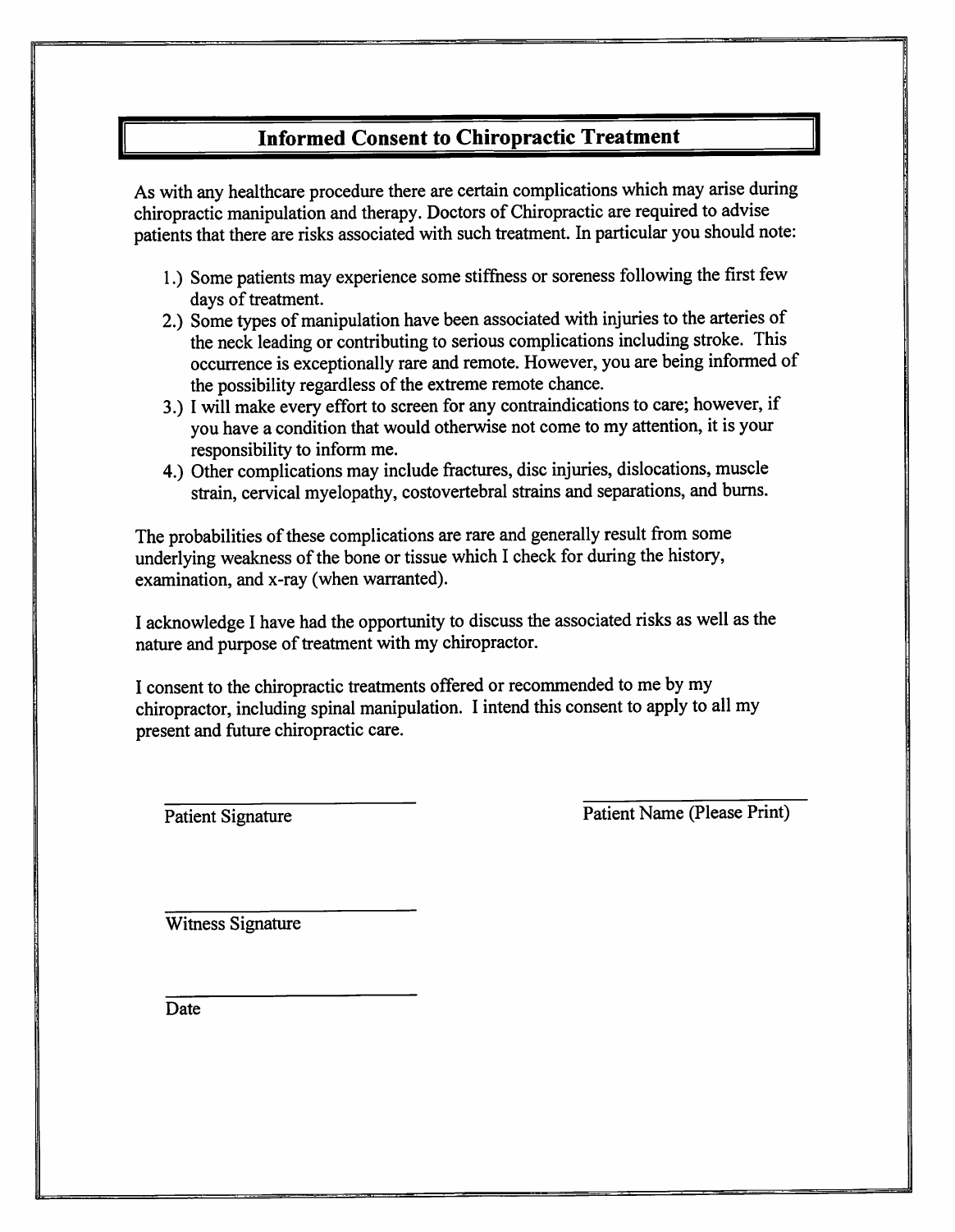## Informed Consent to Chiropractic Treatment

As with any healthcare procedure there are certain complications which may arise during chiropractic manipulation and therapy. Doctors of Chiropractic are required to advise patients that there are risks associated with such treatment. In particular you should note:

1.) Some patients may experience some stiffness or soreness following the first few days of treatment.
2.) Some types of manipulation have been associated with injuries to the arteries of the neck leading or contributing to serious complications including stroke. This occurrence is exceptionally rare and remote. However, you are being informed of the possibility regardless of the extreme remote chance.
3.) I will make every effort to screen for any contraindications to care; however, if you have a condition that would otherwise not come to my attention, it is your responsibility to inform me.
4.) Other complications may include fractures, disc injuries, dislocations, muscle strain, cervical myelopathy, costovertebral strains and separations, and burns.

The probabilities of these complications are rare and generally result from some underlying weakness of the bone or tissue which I check for during the history, examination, and x-ray (when warranted).

I acknowledge I have had the opportunity to discuss the associated risks as well as the nature and purpose of treatment with my chiropractor.

I consent to the chiropractic treatments offered or recommended to me by my chiropractor, including spinal manipulation. I intend this consent to apply to all my present and future chiropractic care.

______________________________ Patient Signature

______________________________ Patient Name (Please Print)

______________________________ Witness Signature

______________________________ Date